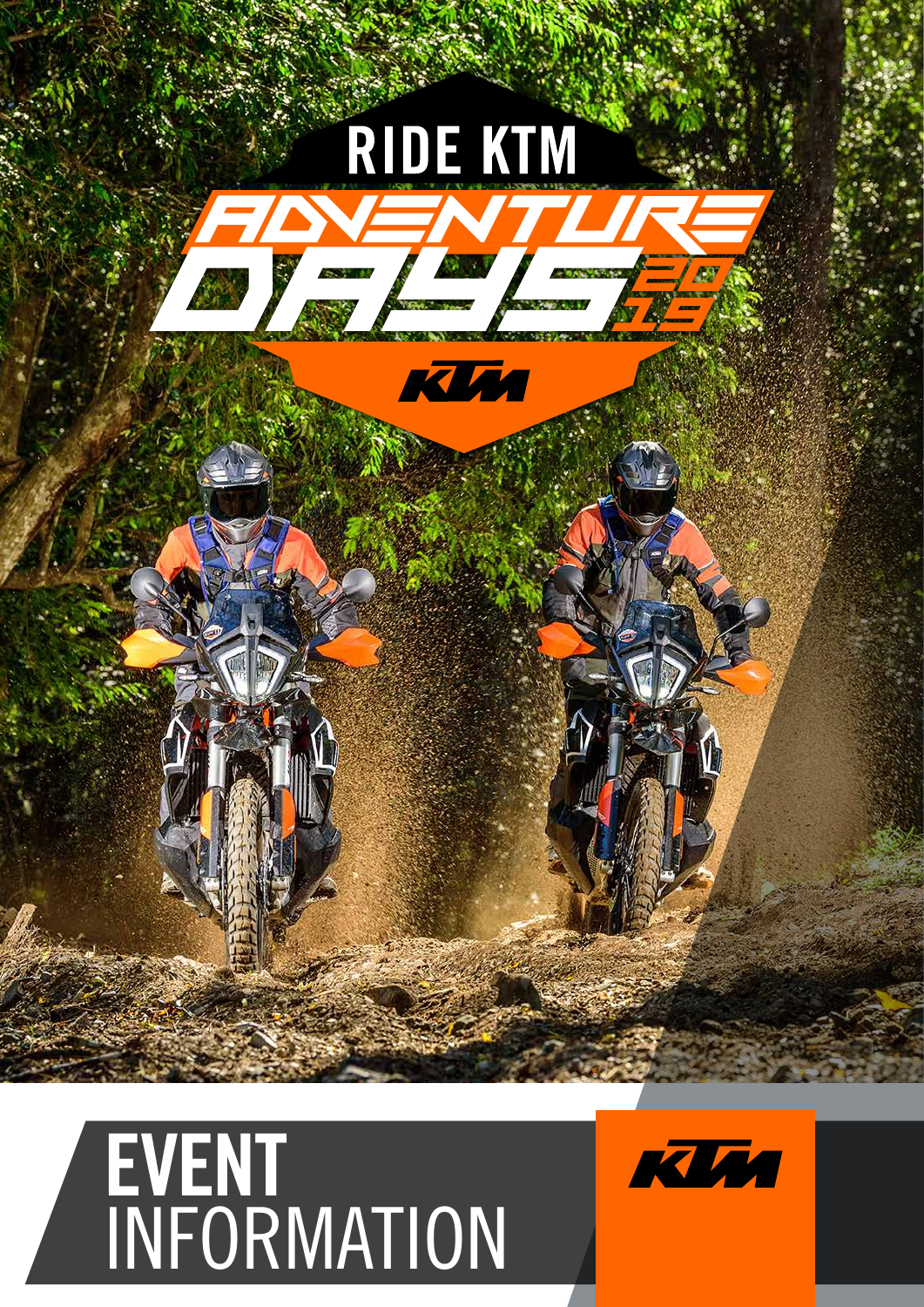# RIDE KTM

# ADVENTURE DAYS 2019

KTM

# EVENT INFORMATION

KTM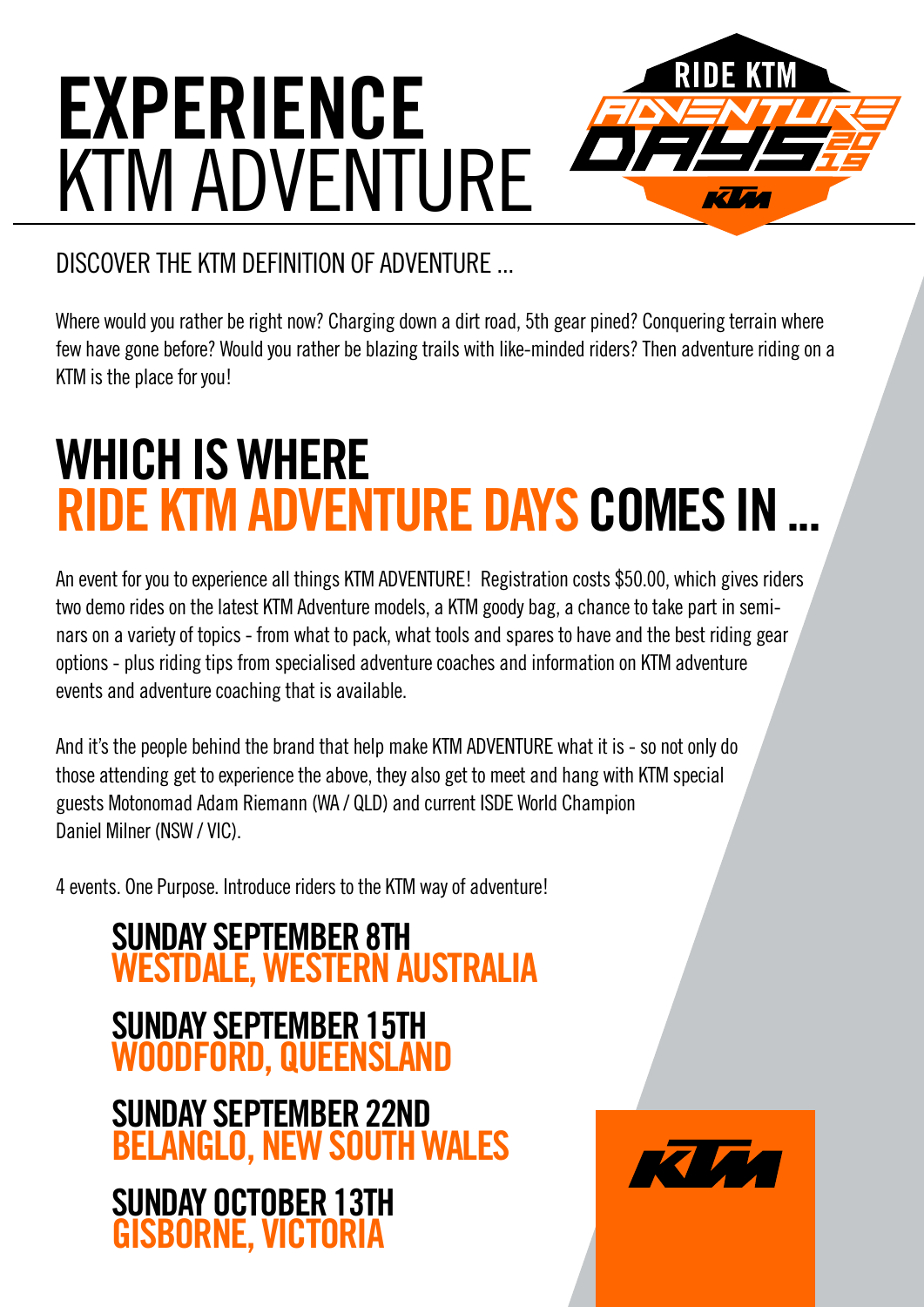# EXPERIENCE KTM ADVENTURE

RIDE KTM ADVENTURE DAYS 2019

DISCOVER THE KTM DEFINITION OF ADVENTURE ...

Where would you rather be right now? Charging down a dirt road, 5th gear pined? Conquering terrain where few have gone before? Would you rather be blazing trails with like-minded riders? Then adventure riding on a KTM is the place for you!

## WHICH IS WHERE RIDE KTM ADVENTURE DAYS COMES IN ...

An event for you to experience all things KTM ADVENTURE! Registration costs $50.00, which gives riders two demo rides on the latest KTM Adventure models, a KTM goody bag, a chance to take part in seminars on a variety of topics - from what to pack, what tools and spares to have and the best riding gear options - plus riding tips from specialised adventure coaches and information on KTM adventure events and adventure coaching that is available.

And it's the people behind the brand that help make KTM ADVENTURE what it is - so not only do those attending get to experience the above, they also get to meet and hang with KTM special guests Motonomad Adam Riemann (WA / QLD) and current ISDE World Champion Daniel Milner (NSW / VIC).

4 events. One Purpose. Introduce riders to the KTM way of adventure!

### SUNDAY SEPTEMBER 8TH
### WESTDALE, WESTERN AUSTRALIA

### SUNDAY SEPTEMBER 15TH
### WOODFORD, QUEENSLAND

### SUNDAY SEPTEMBER 22ND
### BELANGLO, NEW SOUTH WALES

### SUNDAY OCTOBER 13TH
### GISBORNE, VICTORIA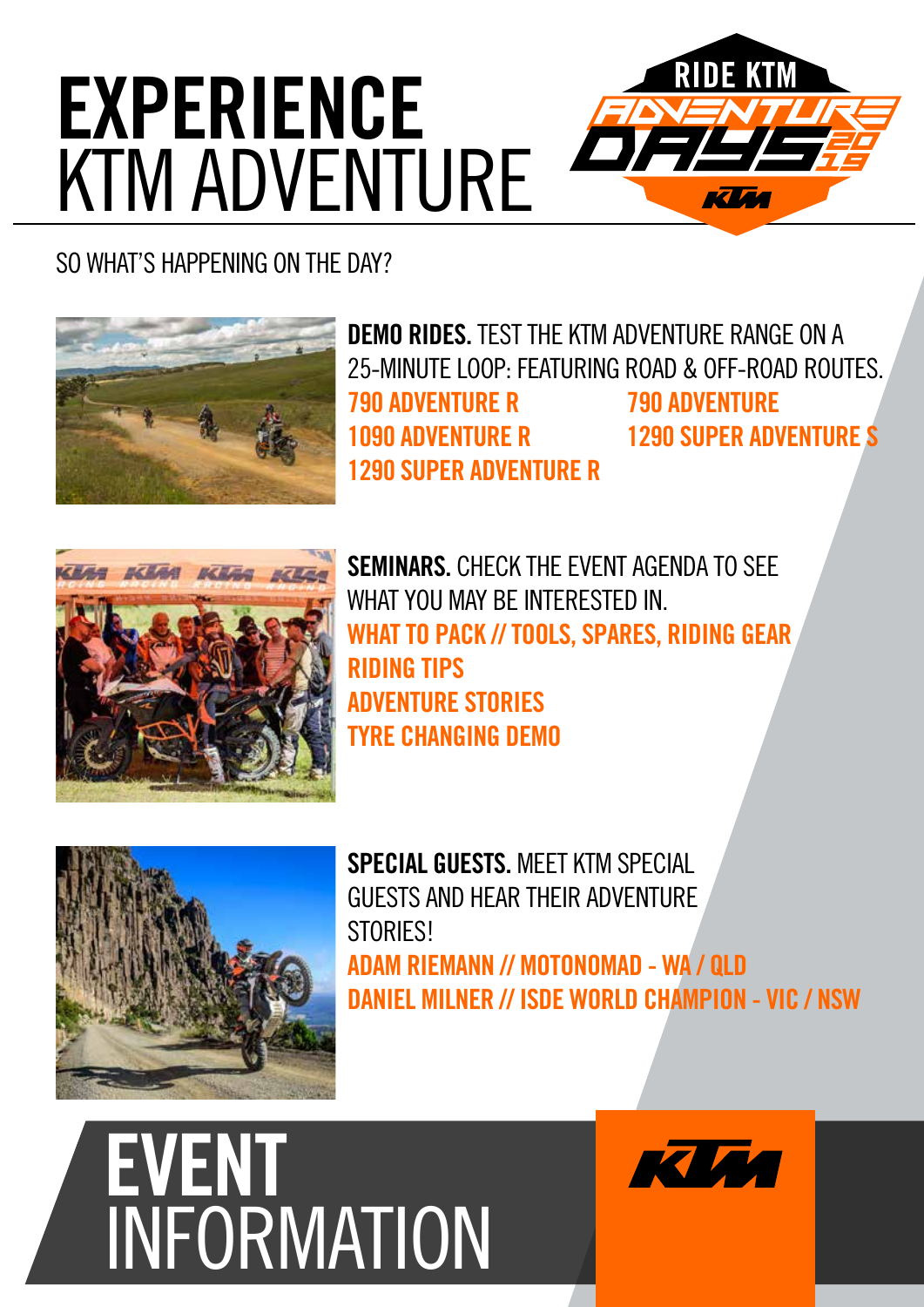# EXPERIENCE KTM ADVENTURE

SO WHAT'S HAPPENING ON THE DAY?

**DEMO RIDES.** TEST THE KTM ADVENTURE RANGE ON A 25-MINUTE LOOP: FEATURING ROAD & OFF-ROAD ROUTES.

- 790 ADVENTURE R
- 790 ADVENTURE
- 1090 ADVENTURE R
- 1290 SUPER ADVENTURE S
- 1290 SUPER ADVENTURE R

**SEMINARS.** CHECK THE EVENT AGENDA TO SEE WHAT YOU MAY BE INTERESTED IN.

- WHAT TO PACK // TOOLS, SPARES, RIDING GEAR
- RIDING TIPS
- ADVENTURE STORIES
- TYRE CHANGING DEMO

**SPECIAL GUESTS.** MEET KTM SPECIAL GUESTS AND HEAR THEIR ADVENTURE STORIES!

- ADAM RIEMANN // MOTONOMAD - WA / QLD
- DANIEL MILNER // ISDE WORLD CHAMPION - VIC / NSW

# EVENT INFORMATION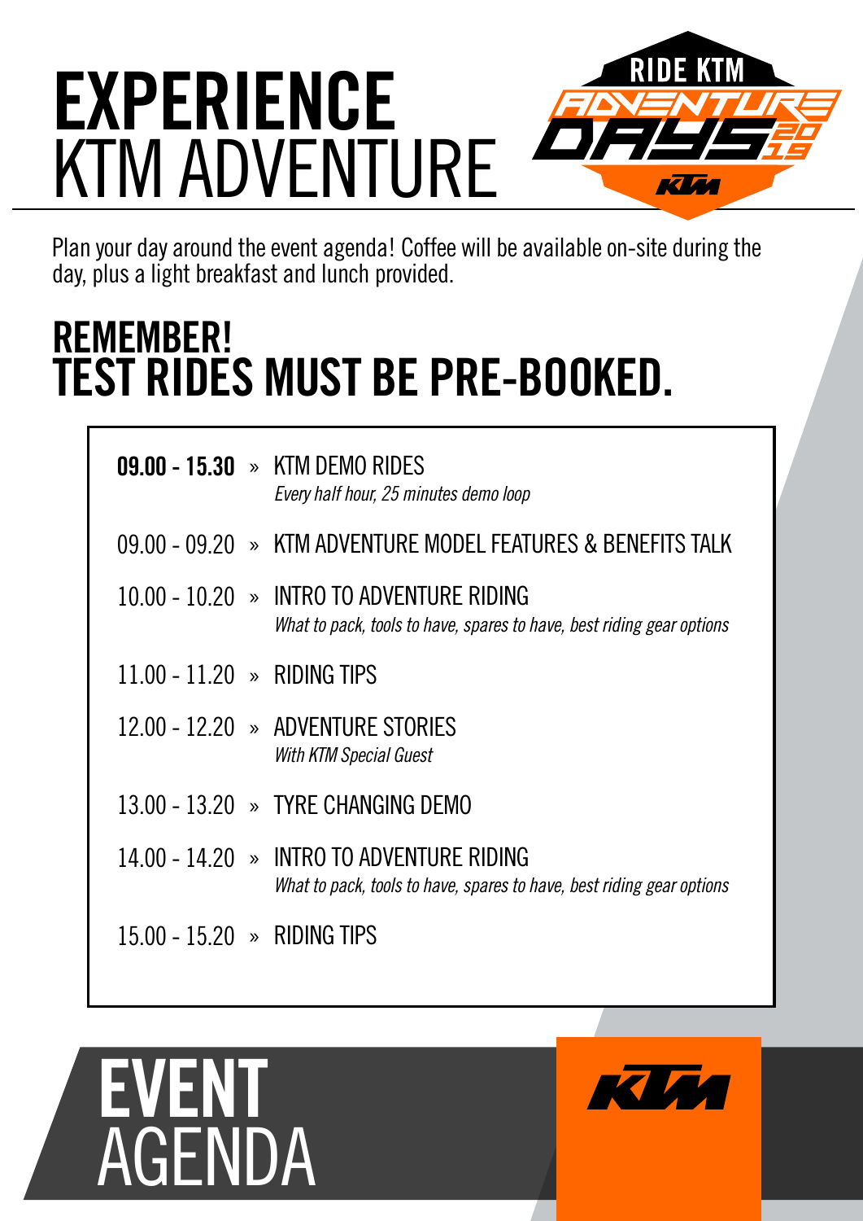# EXPERIENCE KTM ADVENTURE

RIDE KTM ADVENTURE DAYS 2019

Plan your day around the event agenda! Coffee will be available on-site during the day, plus a light breakfast and lunch provided.

## REMEMBER! TEST RIDES MUST BE PRE-BOOKED.

**09.00 - 15.30** » KTM DEMO RIDES
*Every half hour, 25 minutes demo loop*

09.00 - 09.20 » KTM ADVENTURE MODEL FEATURES & BENEFITS TALK

10.00 - 10.20 » INTRO TO ADVENTURE RIDING
*What to pack, tools to have, spares to have, best riding gear options*

11.00 - 11.20 » RIDING TIPS

12.00 - 12.20 » ADVENTURE STORIES
*With KTM Special Guest*

13.00 - 13.20 » TYRE CHANGING DEMO

14.00 - 14.20 » INTRO TO ADVENTURE RIDING
*What to pack, tools to have, spares to have, best riding gear options*

15.00 - 15.20 » RIDING TIPS

# EVENT AGENDA

KTM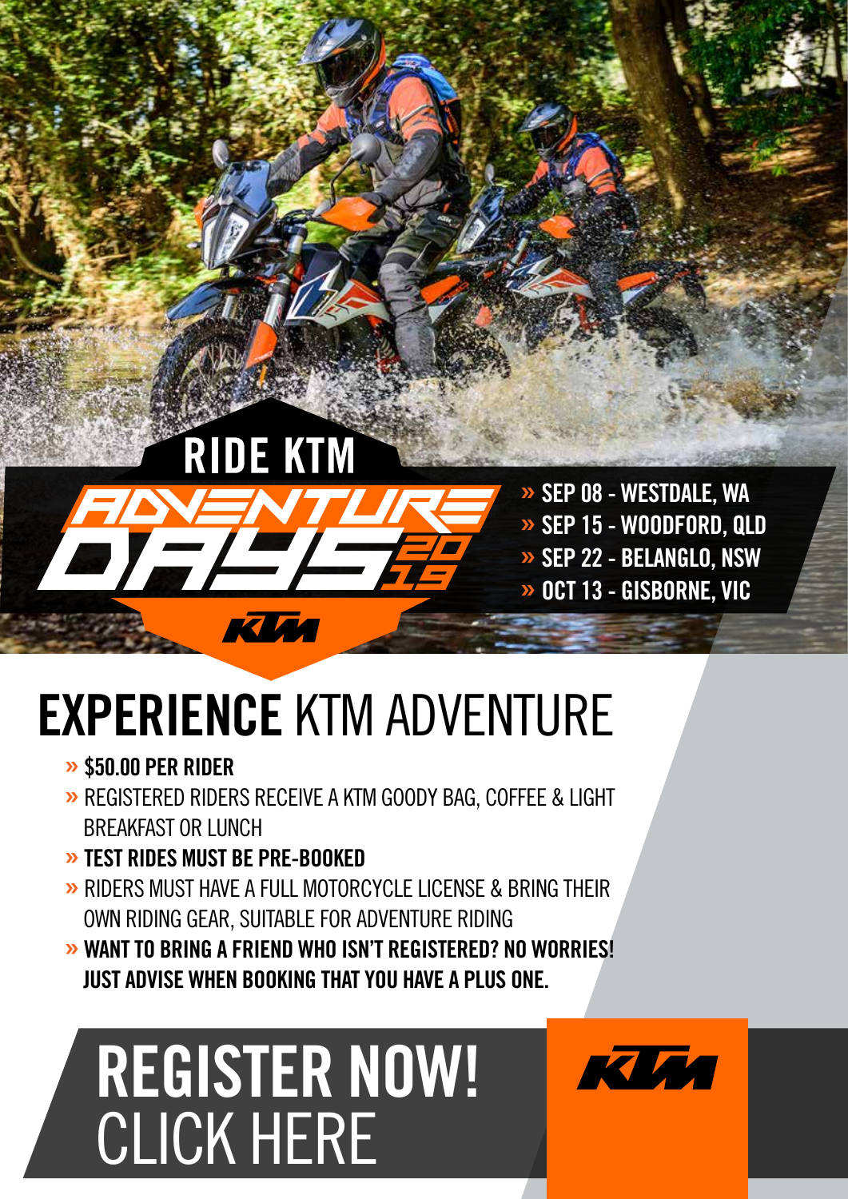# RIDE KTM ADVENTURE DAYS 2019

» SEP 08 - WESTDALE, WA
» SEP 15 - WOODFORD, QLD
» SEP 22 - BELANGLO, NSW
» OCT 13 - GISBORNE, VIC

## **EXPERIENCE** KTM ADVENTURE

- **$50.00 PER RIDER**
- REGISTERED RIDERS RECEIVE A KTM GOODY BAG, COFFEE & LIGHT BREAKFAST OR LUNCH
- **TEST RIDES MUST BE PRE-BOOKED**
- RIDERS MUST HAVE A FULL MOTORCYCLE LICENSE & BRING THEIR OWN RIDING GEAR, SUITABLE FOR ADVENTURE RIDING
- **WANT TO BRING A FRIEND WHO ISN'T REGISTERED? NO WORRIES! JUST ADVISE WHEN BOOKING THAT YOU HAVE A PLUS ONE.**

## **REGISTER NOW!**
CLICK HERE

KTM